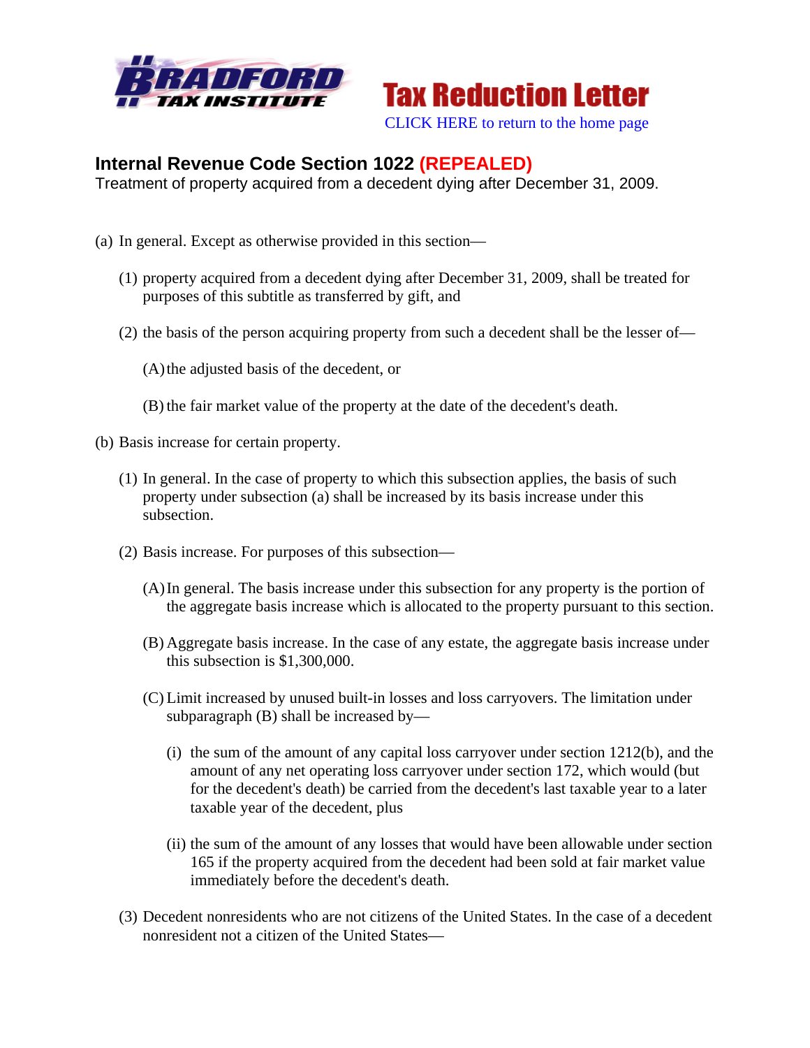**Tax Reduction Letter**

CLICK HERE to return to the home page

## Internal Revenue Code Section 1022 (REPEALED)

Treatment of property acquired from a decedent dying after December 31, 2009.

(a) In general. Except as otherwise provided in this section—

(1) property acquired from a decedent dying after December 31, 2009, shall be treated for purposes of this subtitle as transferred by gift, and

(2) the basis of the person acquiring property from such a decedent shall be the lesser of—

(A) the adjusted basis of the decedent, or

(B) the fair market value of the property at the date of the decedent's death.

(b) Basis increase for certain property.

(1) In general. In the case of property to which this subsection applies, the basis of such property under subsection (a) shall be increased by its basis increase under this subsection.

(2) Basis increase. For purposes of this subsection—

(A) In general. The basis increase under this subsection for any property is the portion of the aggregate basis increase which is allocated to the property pursuant to this section.

(B) Aggregate basis increase. In the case of any estate, the aggregate basis increase under this subsection is $1,300,000.

(C) Limit increased by unused built-in losses and loss carryovers. The limitation under subparagraph (B) shall be increased by—

(i) the sum of the amount of any capital loss carryover under section 1212(b), and the amount of any net operating loss carryover under section 172, which would (but for the decedent's death) be carried from the decedent's last taxable year to a later taxable year of the decedent, plus

(ii) the sum of the amount of any losses that would have been allowable under section 165 if the property acquired from the decedent had been sold at fair market value immediately before the decedent's death.

(3) Decedent nonresidents who are not citizens of the United States. In the case of a decedent nonresident not a citizen of the United States—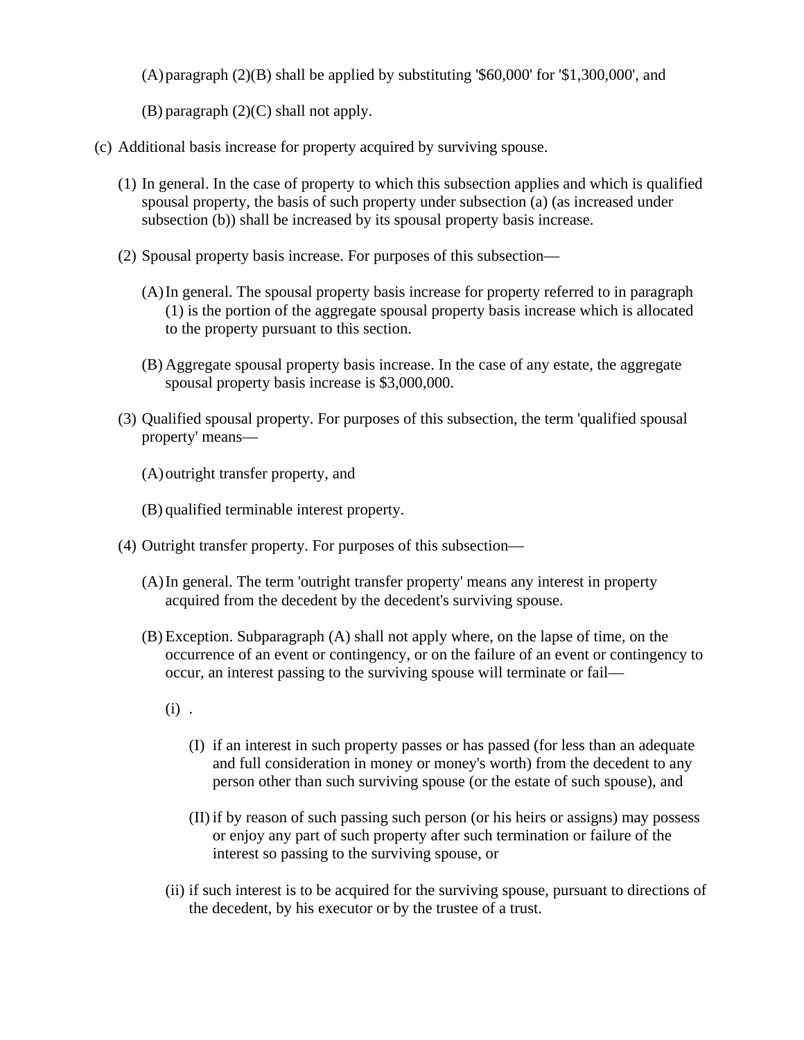(A) paragraph (2)(B) shall be applied by substituting '$60,000' for '$1,300,000', and

(B) paragraph (2)(C) shall not apply.

(c) Additional basis increase for property acquired by surviving spouse.

(1) In general. In the case of property to which this subsection applies and which is qualified spousal property, the basis of such property under subsection (a) (as increased under subsection (b)) shall be increased by its spousal property basis increase.

(2) Spousal property basis increase. For purposes of this subsection—

(A) In general. The spousal property basis increase for property referred to in paragraph (1) is the portion of the aggregate spousal property basis increase which is allocated to the property pursuant to this section.

(B) Aggregate spousal property basis increase. In the case of any estate, the aggregate spousal property basis increase is $3,000,000.

(3) Qualified spousal property. For purposes of this subsection, the term 'qualified spousal property' means—

(A) outright transfer property, and

(B) qualified terminable interest property.

(4) Outright transfer property. For purposes of this subsection—

(A) In general. The term 'outright transfer property' means any interest in property acquired from the decedent by the decedent's surviving spouse.

(B) Exception. Subparagraph (A) shall not apply where, on the lapse of time, on the occurrence of an event or contingency, or on the failure of an event or contingency to occur, an interest passing to the surviving spouse will terminate or fail—

(i) .

(I) if an interest in such property passes or has passed (for less than an adequate and full consideration in money or money's worth) from the decedent to any person other than such surviving spouse (or the estate of such spouse), and

(II) if by reason of such passing such person (or his heirs or assigns) may possess or enjoy any part of such property after such termination or failure of the interest so passing to the surviving spouse, or

(ii) if such interest is to be acquired for the surviving spouse, pursuant to directions of the decedent, by his executor or by the trustee of a trust.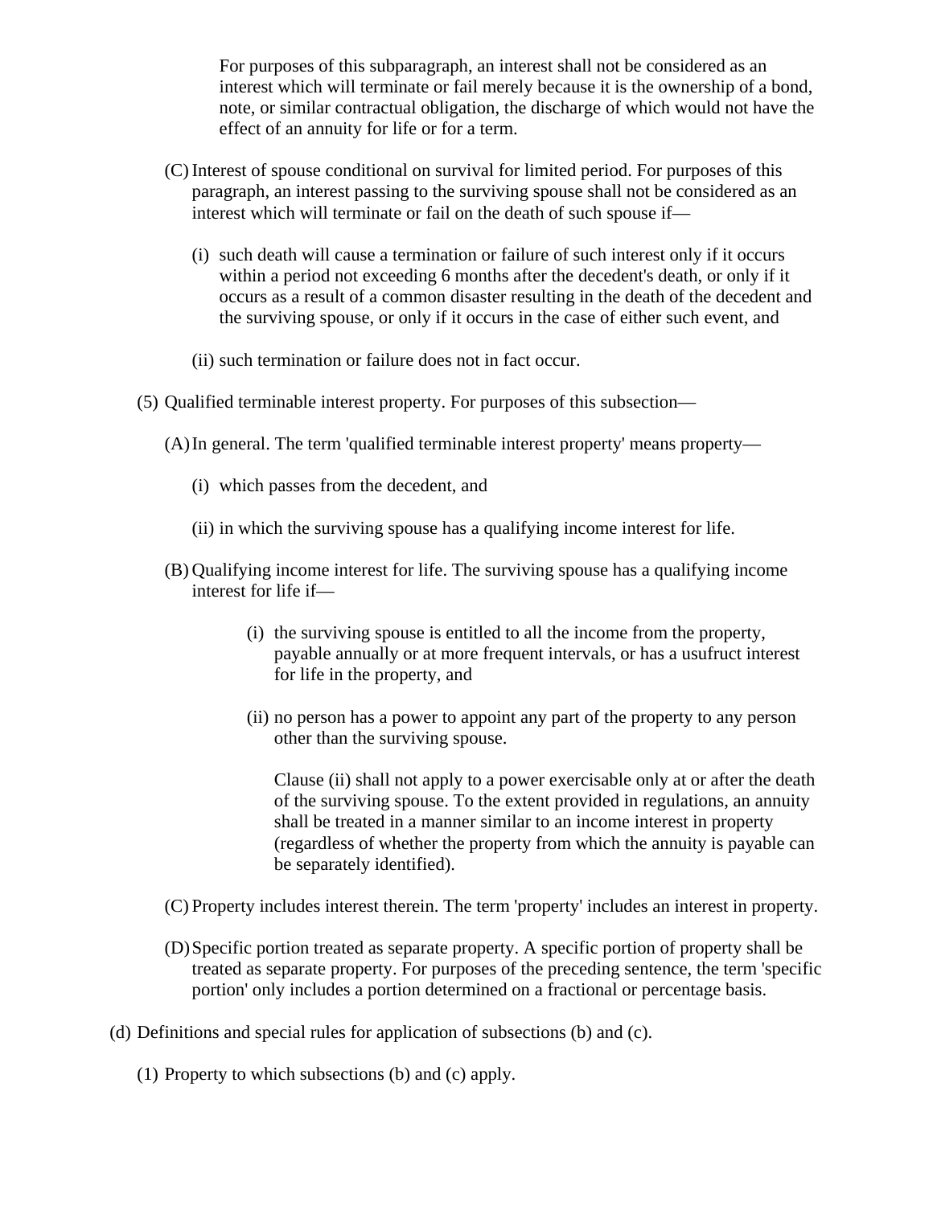For purposes of this subparagraph, an interest shall not be considered as an interest which will terminate or fail merely because it is the ownership of a bond, note, or similar contractual obligation, the discharge of which would not have the effect of an annuity for life or for a term.

(C) Interest of spouse conditional on survival for limited period. For purposes of this paragraph, an interest passing to the surviving spouse shall not be considered as an interest which will terminate or fail on the death of such spouse if—

(i) such death will cause a termination or failure of such interest only if it occurs within a period not exceeding 6 months after the decedent's death, or only if it occurs as a result of a common disaster resulting in the death of the decedent and the surviving spouse, or only if it occurs in the case of either such event, and

(ii) such termination or failure does not in fact occur.

(5) Qualified terminable interest property. For purposes of this subsection—

(A) In general. The term 'qualified terminable interest property' means property—

(i) which passes from the decedent, and

(ii) in which the surviving spouse has a qualifying income interest for life.

(B) Qualifying income interest for life. The surviving spouse has a qualifying income interest for life if—

(i) the surviving spouse is entitled to all the income from the property, payable annually or at more frequent intervals, or has a usufruct interest for life in the property, and

(ii) no person has a power to appoint any part of the property to any person other than the surviving spouse.

Clause (ii) shall not apply to a power exercisable only at or after the death of the surviving spouse. To the extent provided in regulations, an annuity shall be treated in a manner similar to an income interest in property (regardless of whether the property from which the annuity is payable can be separately identified).

(C) Property includes interest therein. The term 'property' includes an interest in property.

(D) Specific portion treated as separate property. A specific portion of property shall be treated as separate property. For purposes of the preceding sentence, the term 'specific portion' only includes a portion determined on a fractional or percentage basis.

(d) Definitions and special rules for application of subsections (b) and (c).

(1) Property to which subsections (b) and (c) apply.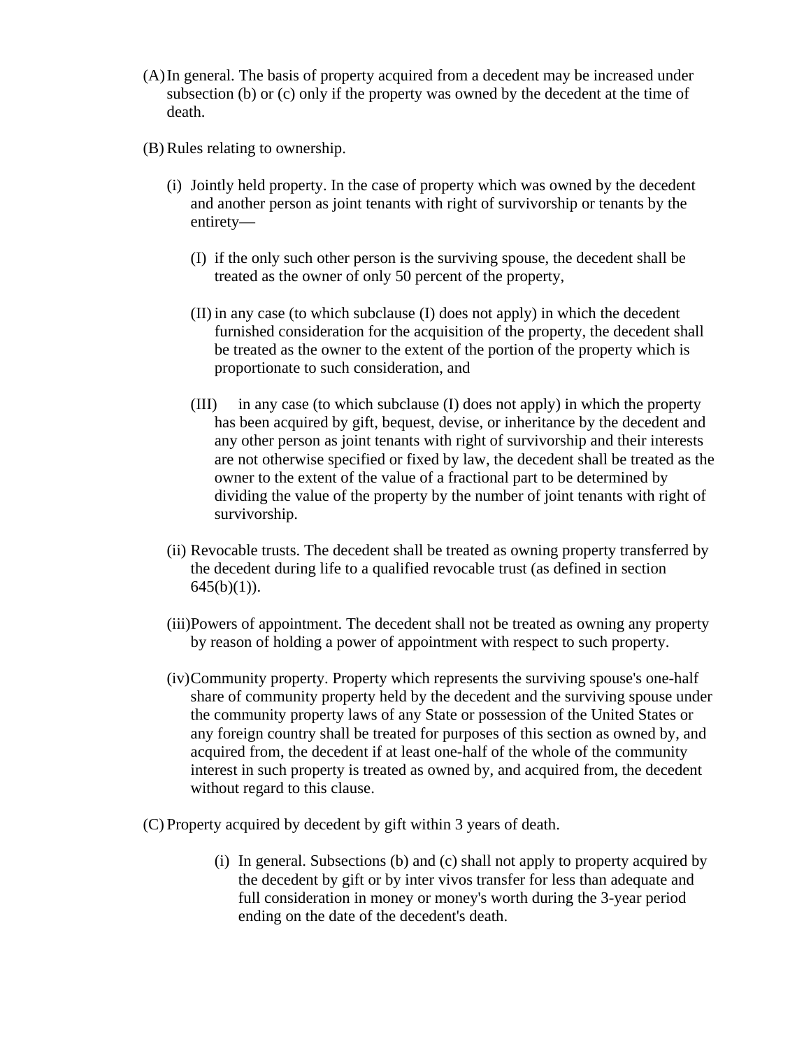(A) In general. The basis of property acquired from a decedent may be increased under subsection (b) or (c) only if the property was owned by the decedent at the time of death.

(B) Rules relating to ownership.

   (i) Jointly held property. In the case of property which was owned by the decedent and another person as joint tenants with right of survivorship or tenants by the entirety—

      (I) if the only such other person is the surviving spouse, the decedent shall be treated as the owner of only 50 percent of the property,

      (II) in any case (to which subclause (I) does not apply) in which the decedent furnished consideration for the acquisition of the property, the decedent shall be treated as the owner to the extent of the portion of the property which is proportionate to such consideration, and

      (III) in any case (to which subclause (I) does not apply) in which the property has been acquired by gift, bequest, devise, or inheritance by the decedent and any other person as joint tenants with right of survivorship and their interests are not otherwise specified or fixed by law, the decedent shall be treated as the owner to the extent of the value of a fractional part to be determined by dividing the value of the property by the number of joint tenants with right of survivorship.

   (ii) Revocable trusts. The decedent shall be treated as owning property transferred by the decedent during life to a qualified revocable trust (as defined in section 645(b)(1)).

   (iii) Powers of appointment. The decedent shall not be treated as owning any property by reason of holding a power of appointment with respect to such property.

   (iv) Community property. Property which represents the surviving spouse's one-half share of community property held by the decedent and the surviving spouse under the community property laws of any State or possession of the United States or any foreign country shall be treated for purposes of this section as owned by, and acquired from, the decedent if at least one-half of the whole of the community interest in such property is treated as owned by, and acquired from, the decedent without regard to this clause.

(C) Property acquired by decedent by gift within 3 years of death.

   (i) In general. Subsections (b) and (c) shall not apply to property acquired by the decedent by gift or by inter vivos transfer for less than adequate and full consideration in money or money's worth during the 3-year period ending on the date of the decedent's death.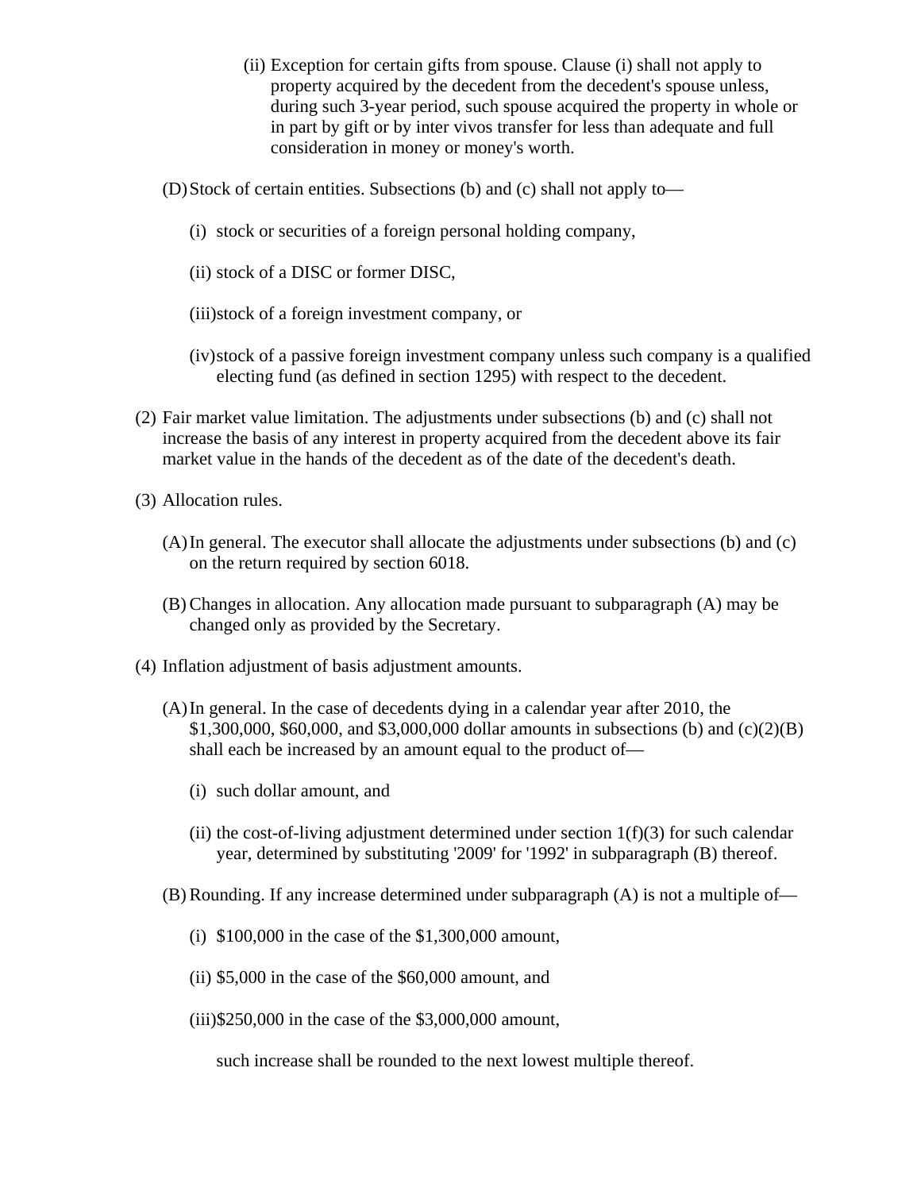(ii) Exception for certain gifts from spouse. Clause (i) shall not apply to property acquired by the decedent from the decedent's spouse unless, during such 3-year period, such spouse acquired the property in whole or in part by gift or by inter vivos transfer for less than adequate and full consideration in money or money's worth.

(D) Stock of certain entities. Subsections (b) and (c) shall not apply to—

(i) stock or securities of a foreign personal holding company,

(ii) stock of a DISC or former DISC,

(iii) stock of a foreign investment company, or

(iv) stock of a passive foreign investment company unless such company is a qualified electing fund (as defined in section 1295) with respect to the decedent.

(2) Fair market value limitation. The adjustments under subsections (b) and (c) shall not increase the basis of any interest in property acquired from the decedent above its fair market value in the hands of the decedent as of the date of the decedent's death.

(3) Allocation rules.

(A) In general. The executor shall allocate the adjustments under subsections (b) and (c) on the return required by section 6018.

(B) Changes in allocation. Any allocation made pursuant to subparagraph (A) may be changed only as provided by the Secretary.

(4) Inflation adjustment of basis adjustment amounts.

(A) In general. In the case of decedents dying in a calendar year after 2010, the $1,300,000, $60,000, and $3,000,000 dollar amounts in subsections (b) and (c)(2)(B) shall each be increased by an amount equal to the product of—

(i) such dollar amount, and

(ii) the cost-of-living adjustment determined under section 1(f)(3) for such calendar year, determined by substituting '2009' for '1992' in subparagraph (B) thereof.

(B) Rounding. If any increase determined under subparagraph (A) is not a multiple of—

(i) $100,000 in the case of the $1,300,000 amount,

(ii) $5,000 in the case of the $60,000 amount, and

(iii) $250,000 in the case of the $3,000,000 amount,

such increase shall be rounded to the next lowest multiple thereof.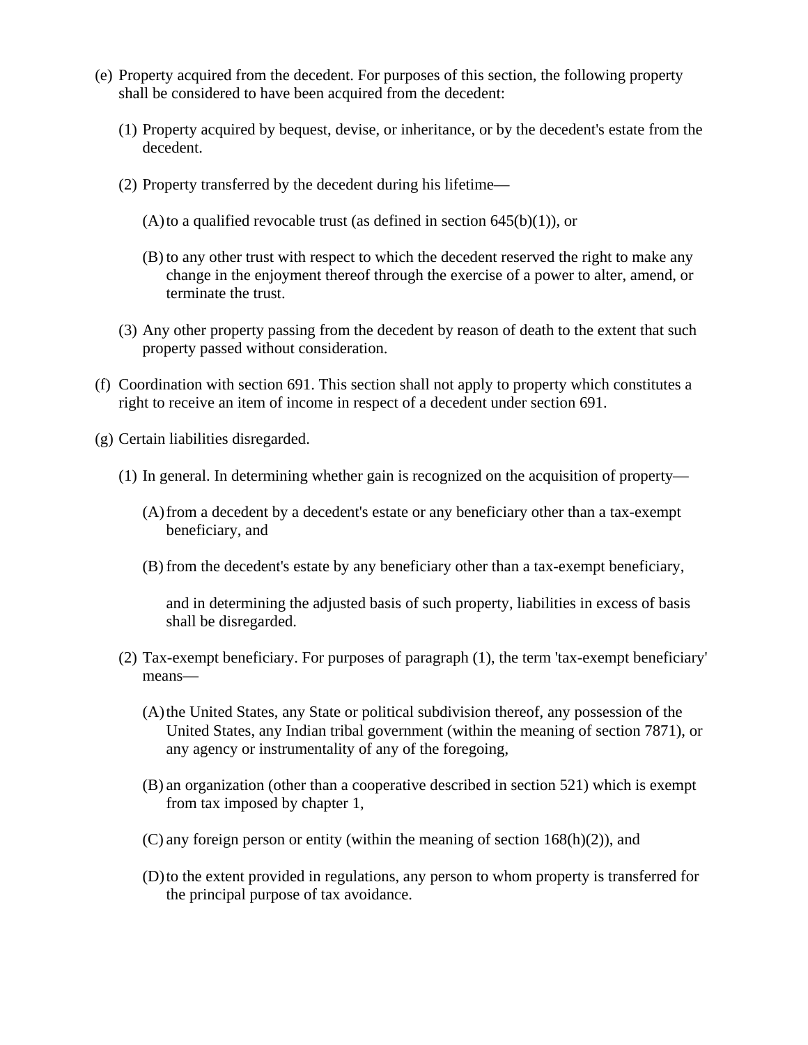(e) Property acquired from the decedent. For purposes of this section, the following property shall be considered to have been acquired from the decedent:

(1) Property acquired by bequest, devise, or inheritance, or by the decedent's estate from the decedent.

(2) Property transferred by the decedent during his lifetime—

(A) to a qualified revocable trust (as defined in section 645(b)(1)), or

(B) to any other trust with respect to which the decedent reserved the right to make any change in the enjoyment thereof through the exercise of a power to alter, amend, or terminate the trust.

(3) Any other property passing from the decedent by reason of death to the extent that such property passed without consideration.

(f) Coordination with section 691. This section shall not apply to property which constitutes a right to receive an item of income in respect of a decedent under section 691.

(g) Certain liabilities disregarded.

(1) In general. In determining whether gain is recognized on the acquisition of property—

(A) from a decedent by a decedent's estate or any beneficiary other than a tax-exempt beneficiary, and

(B) from the decedent's estate by any beneficiary other than a tax-exempt beneficiary,

and in determining the adjusted basis of such property, liabilities in excess of basis shall be disregarded.

(2) Tax-exempt beneficiary. For purposes of paragraph (1), the term 'tax-exempt beneficiary' means—

(A) the United States, any State or political subdivision thereof, any possession of the United States, any Indian tribal government (within the meaning of section 7871), or any agency or instrumentality of any of the foregoing,

(B) an organization (other than a cooperative described in section 521) which is exempt from tax imposed by chapter 1,

(C) any foreign person or entity (within the meaning of section 168(h)(2)), and

(D) to the extent provided in regulations, any person to whom property is transferred for the principal purpose of tax avoidance.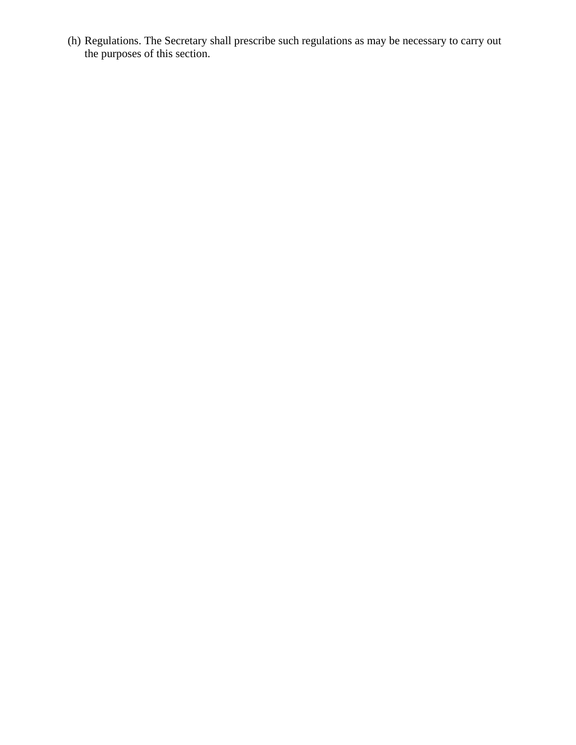(h) Regulations. The Secretary shall prescribe such regulations as may be necessary to carry out the purposes of this section.